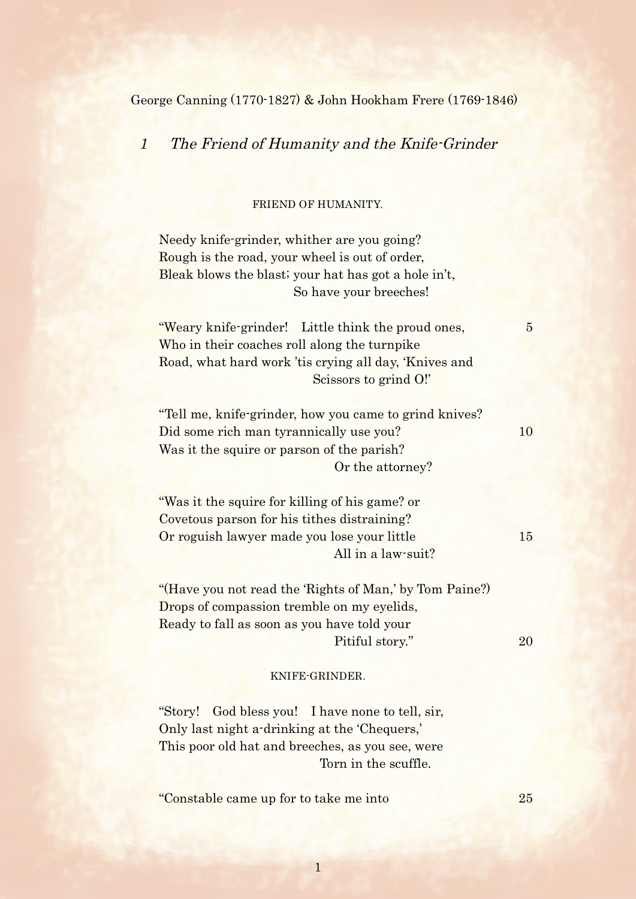George Canning (1770-1827) & John Hookham Frere (1769-1846)

## *1 The Friend of Humanity and the Knife-Grinder*

FRIEND OF HUMANITY.

Needy knife-grinder, whither are you going?  
Rough is the road, your wheel is out of order,  
Bleak blows the blast; your hat has got a hole in't,  
So have your breeches!

"Weary knife-grinder! Little think the proud ones, 5  
Who in their coaches roll along the turnpike  
Road, what hard work 'tis crying all day, 'Knives and  
Scissors to grind O!'

"Tell me, knife-grinder, how you came to grind knives?  
Did some rich man tyrannically use you? 10  
Was it the squire or parson of the parish?  
Or the attorney?

"Was it the squire for killing of his game? or  
Covetous parson for his tithes distraining?  
Or roguish lawyer made you lose your little 15  
All in a law-suit?

"(Have you not read the 'Rights of Man,' by Tom Paine?)  
Drops of compassion tremble on my eyelids,  
Ready to fall as soon as you have told your  
Pitiful story." 20

KNIFE-GRINDER.

"Story! God bless you! I have none to tell, sir,  
Only last night a-drinking at the 'Chequers,'  
This poor old hat and breeches, as you see, were  
Torn in the scuffle.

"Constable came up for to take me into 25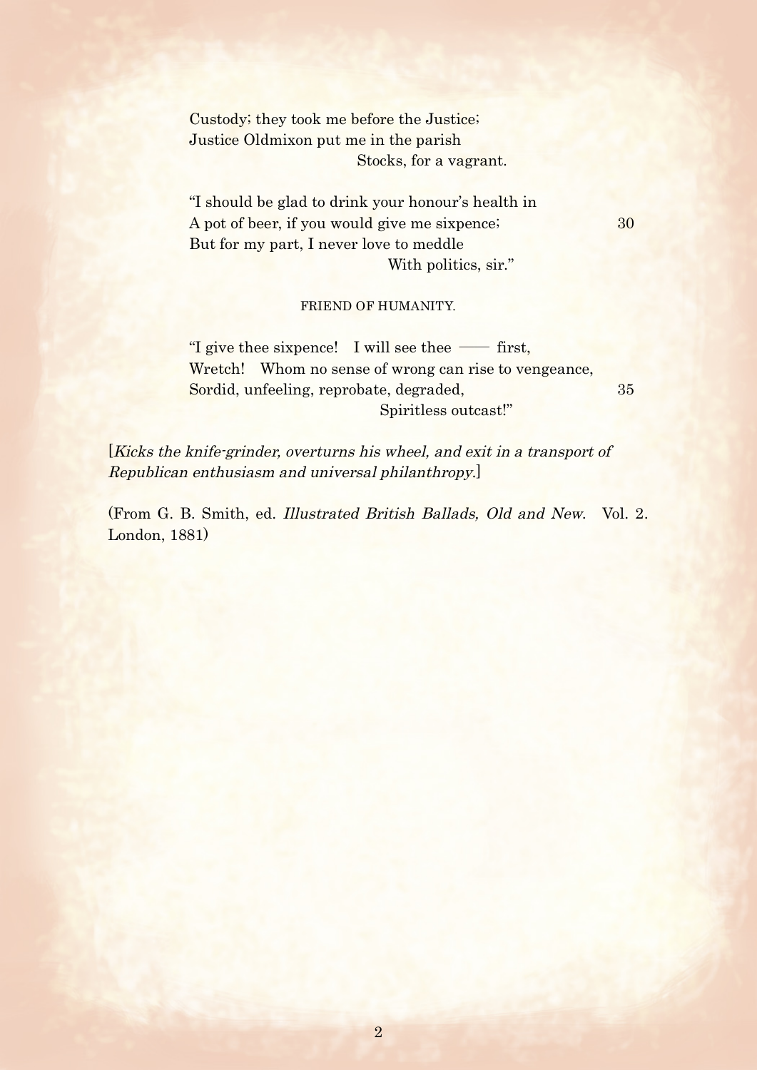Custody; they took me before the Justice;  
Justice Oldmixon put me in the parish  
Stocks, for a vagrant.

"I should be glad to drink your honour's health in  
A pot of beer, if you would give me sixpence; 30  
But for my part, I never love to meddle  
With politics, sir."

FRIEND OF HUMANITY.

"I give thee sixpence! I will see thee —— first,  
Wretch! Whom no sense of wrong can rise to vengeance,  
Sordid, unfeeling, reprobate, degraded, 35  
Spiritless outcast!"

[*Kicks the knife-grinder, overturns his wheel, and exit in a transport of Republican enthusiasm and universal philanthropy.*]

(From G. B. Smith, ed. *Illustrated British Ballads, Old and New.* Vol. 2. London, 1881)